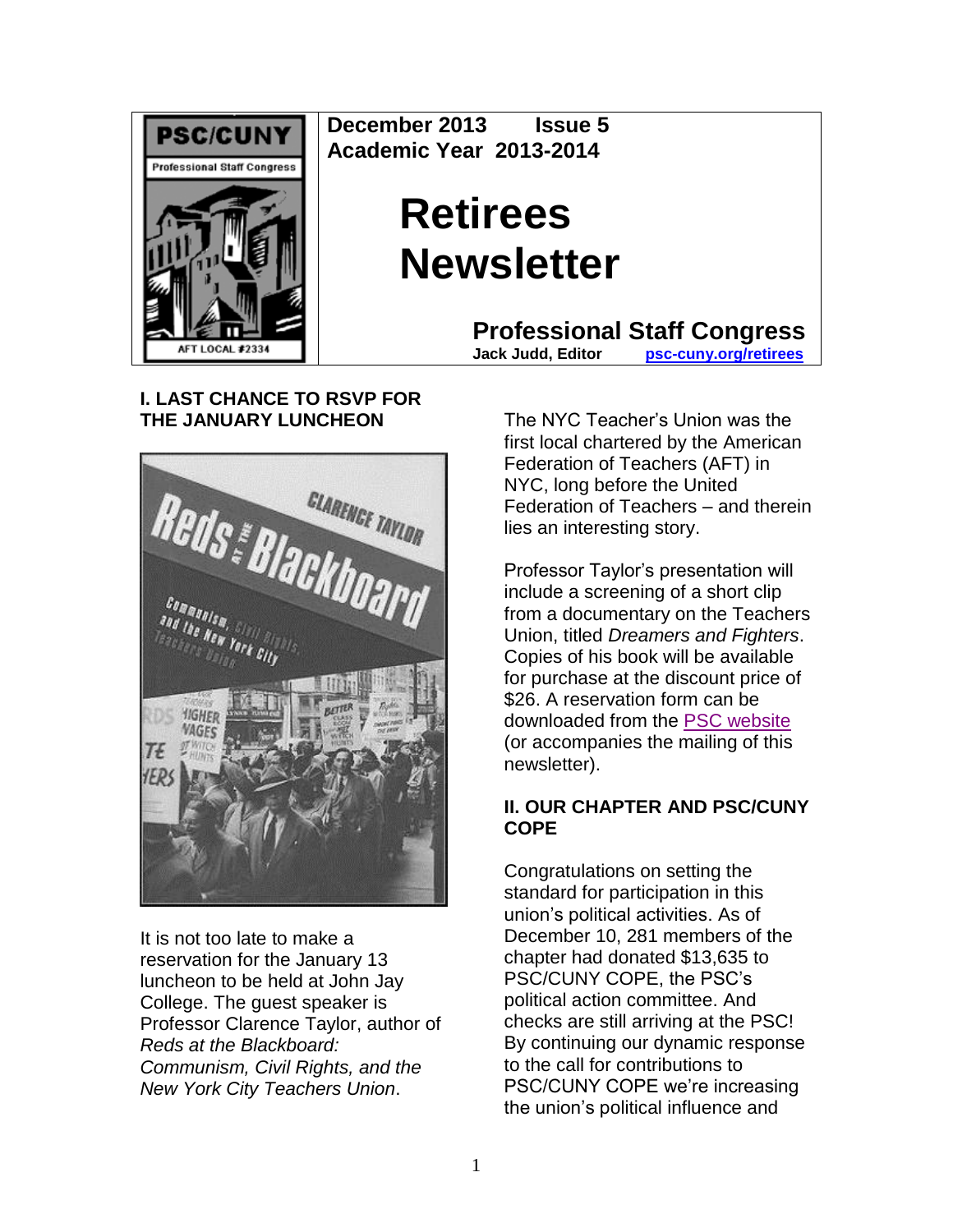**December 2013 Issue 5**
**Academic Year 2013-2014**

# Retirees Newsletter

**Professional Staff Congress**
**Jack Judd, Editor** psc-cuny.org/retirees

## I. LAST CHANCE TO RSVP FOR THE JANUARY LUNCHEON

It is not too late to make a reservation for the January 13 luncheon to be held at John Jay College. The guest speaker is Professor Clarence Taylor, author of *Reds at the Blackboard: Communism, Civil Rights, and the New York City Teachers Union*.

The NYC Teacher's Union was the first local chartered by the American Federation of Teachers (AFT) in NYC, long before the United Federation of Teachers – and therein lies an interesting story.

Professor Taylor's presentation will include a screening of a short clip from a documentary on the Teachers Union, titled *Dreamers and Fighters*. Copies of his book will be available for purchase at the discount price of $26. A reservation form can be downloaded from the PSC website (or accompanies the mailing of this newsletter).

## II. OUR CHAPTER AND PSC/CUNY COPE

Congratulations on setting the standard for participation in this union's political activities. As of December 10, 281 members of the chapter had donated $13,635 to PSC/CUNY COPE, the PSC's political action committee. And checks are still arriving at the PSC! By continuing our dynamic response to the call for contributions to PSC/CUNY COPE we're increasing the union's political influence and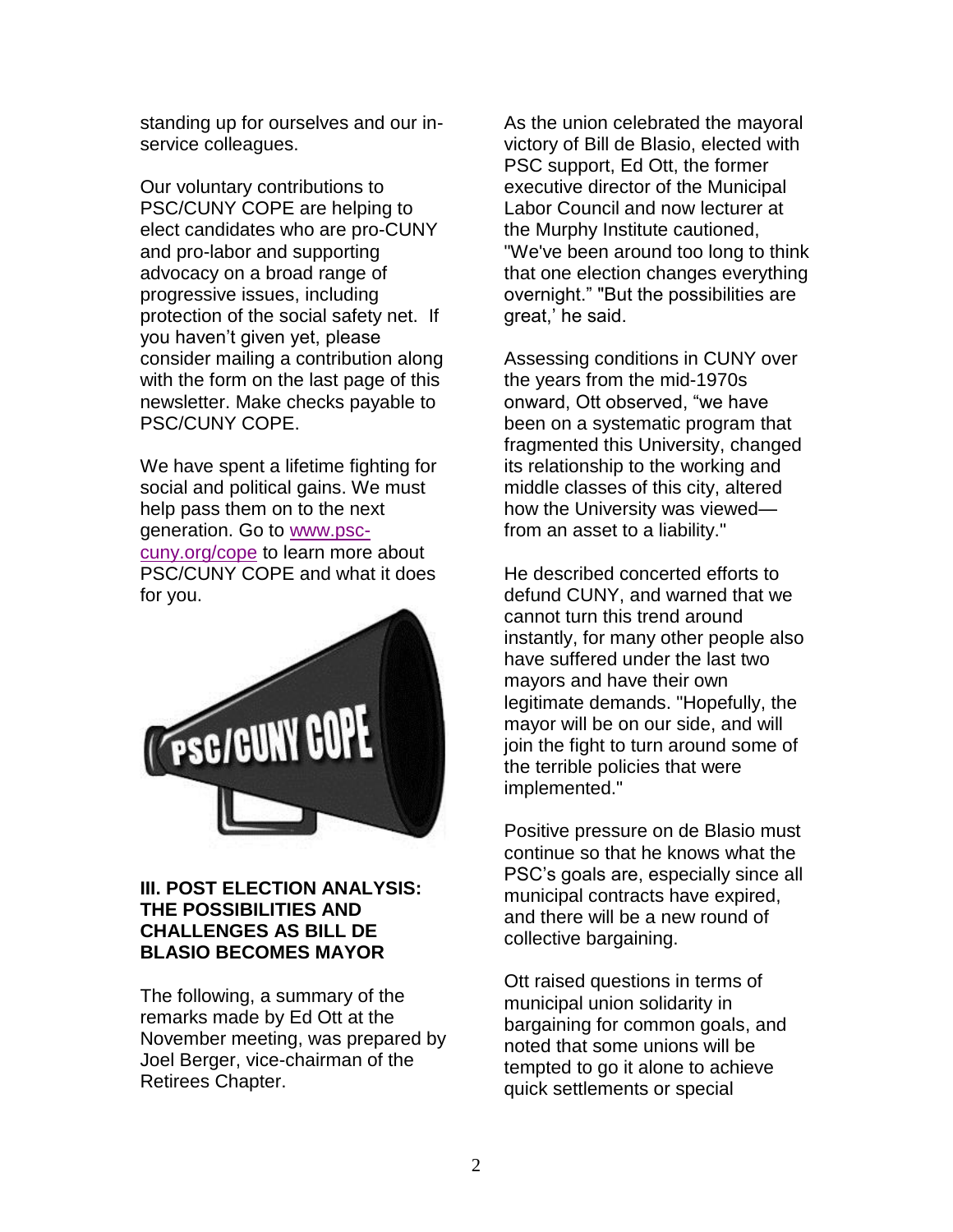standing up for ourselves and our in-service colleagues.

Our voluntary contributions to PSC/CUNY COPE are helping to elect candidates who are pro-CUNY and pro-labor and supporting advocacy on a broad range of progressive issues, including protection of the social safety net. If you haven't given yet, please consider mailing a contribution along with the form on the last page of this newsletter. Make checks payable to PSC/CUNY COPE.

We have spent a lifetime fighting for social and political gains. We must help pass them on to the next generation. Go to www.psc-cuny.org/cope to learn more about PSC/CUNY COPE and what it does for you.

## III. POST ELECTION ANALYSIS: THE POSSIBILITIES AND CHALLENGES AS BILL DE BLASIO BECOMES MAYOR

The following, a summary of the remarks made by Ed Ott at the November meeting, was prepared by Joel Berger, vice-chairman of the Retirees Chapter.

As the union celebrated the mayoral victory of Bill de Blasio, elected with PSC support, Ed Ott, the former executive director of the Municipal Labor Council and now lecturer at the Murphy Institute cautioned, "We've been around too long to think that one election changes everything overnight." "But the possibilities are great,' he said.

Assessing conditions in CUNY over the years from the mid-1970s onward, Ott observed, "we have been on a systematic program that fragmented this University, changed its relationship to the working and middle classes of this city, altered how the University was viewed—from an asset to a liability."

He described concerted efforts to defund CUNY, and warned that we cannot turn this trend around instantly, for many other people also have suffered under the last two mayors and have their own legitimate demands. "Hopefully, the mayor will be on our side, and will join the fight to turn around some of the terrible policies that were implemented."

Positive pressure on de Blasio must continue so that he knows what the PSC's goals are, especially since all municipal contracts have expired, and there will be a new round of collective bargaining.

Ott raised questions in terms of municipal union solidarity in bargaining for common goals, and noted that some unions will be tempted to go it alone to achieve quick settlements or special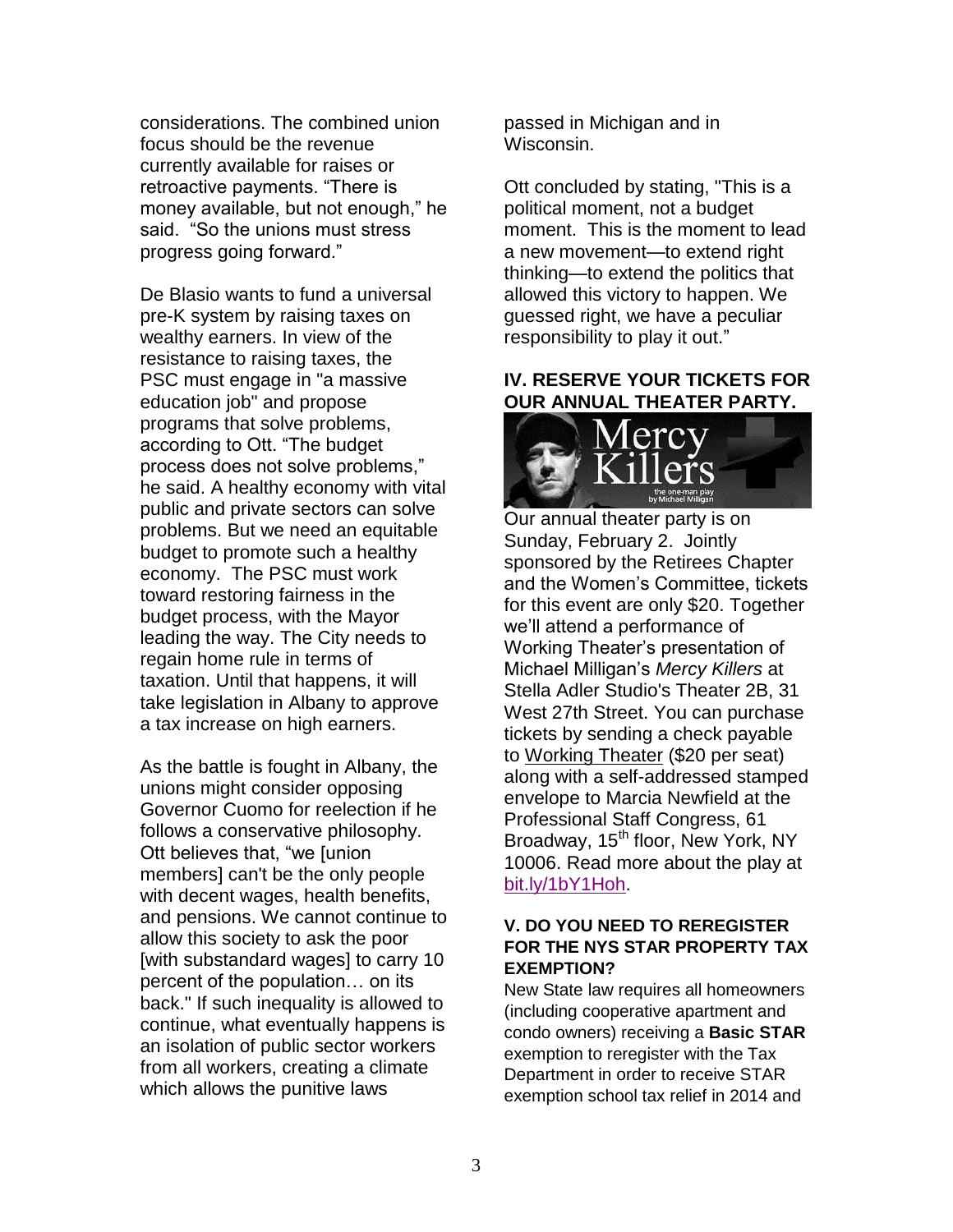considerations. The combined union focus should be the revenue currently available for raises or retroactive payments. "There is money available, but not enough," he said. "So the unions must stress progress going forward."

De Blasio wants to fund a universal pre-K system by raising taxes on wealthy earners. In view of the resistance to raising taxes, the PSC must engage in "a massive education job" and propose programs that solve problems, according to Ott. "The budget process does not solve problems," he said. A healthy economy with vital public and private sectors can solve problems. But we need an equitable budget to promote such a healthy economy. The PSC must work toward restoring fairness in the budget process, with the Mayor leading the way. The City needs to regain home rule in terms of taxation. Until that happens, it will take legislation in Albany to approve a tax increase on high earners.

As the battle is fought in Albany, the unions might consider opposing Governor Cuomo for reelection if he follows a conservative philosophy. Ott believes that, "we [union members] can't be the only people with decent wages, health benefits, and pensions. We cannot continue to allow this society to ask the poor [with substandard wages] to carry 10 percent of the population… on its back." If such inequality is allowed to continue, what eventually happens is an isolation of public sector workers from all workers, creating a climate which allows the punitive laws passed in Michigan and in Wisconsin.

Ott concluded by stating, "This is a political moment, not a budget moment. This is the moment to lead a new movement—to extend right thinking—to extend the politics that allowed this victory to happen. We guessed right, we have a peculiar responsibility to play it out."

### IV. RESERVE YOUR TICKETS FOR OUR ANNUAL THEATER PARTY.

Mercy Killers
the one-man play by Michael Milligan

Our annual theater party is on Sunday, February 2. Jointly sponsored by the Retirees Chapter and the Women's Committee, tickets for this event are only $20. Together we'll attend a performance of Working Theater's presentation of Michael Milligan's *Mercy Killers* at Stella Adler Studio's Theater 2B, 31 West 27th Street. You can purchase tickets by sending a check payable to Working Theater ($20 per seat) along with a self-addressed stamped envelope to Marcia Newfield at the Professional Staff Congress, 61 Broadway, 15th floor, New York, NY 10006. Read more about the play at bit.ly/1bY1Hoh.

### V. DO YOU NEED TO REREGISTER FOR THE NYS STAR PROPERTY TAX EXEMPTION?

New State law requires all homeowners (including cooperative apartment and condo owners) receiving a **Basic STAR** exemption to reregister with the Tax Department in order to receive STAR exemption school tax relief in 2014 and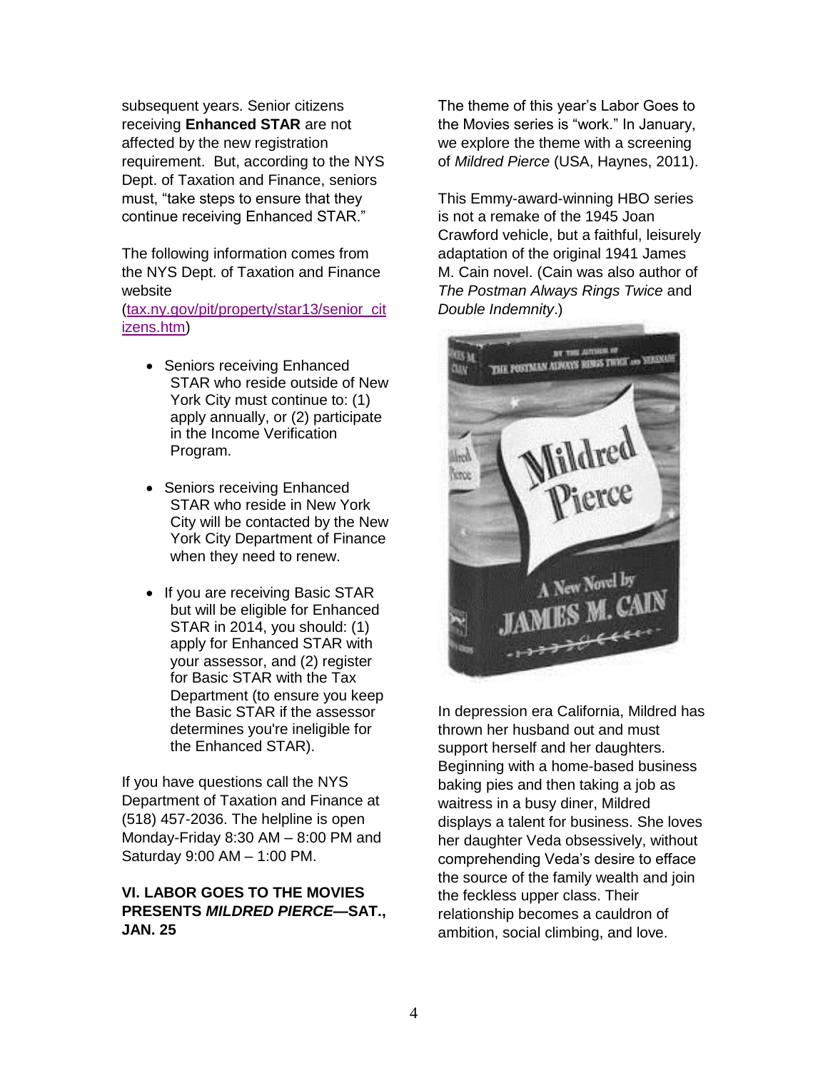subsequent years. Senior citizens receiving **Enhanced STAR** are not affected by the new registration requirement. But, according to the NYS Dept. of Taxation and Finance, seniors must, "take steps to ensure that they continue receiving Enhanced STAR."

The following information comes from the NYS Dept. of Taxation and Finance website (tax.ny.gov/pit/property/star13/senior_citizens.htm)

- Seniors receiving Enhanced STAR who reside outside of New York City must continue to: (1) apply annually, or (2) participate in the Income Verification Program.
- Seniors receiving Enhanced STAR who reside in New York City will be contacted by the New York City Department of Finance when they need to renew.
- If you are receiving Basic STAR but will be eligible for Enhanced STAR in 2014, you should: (1) apply for Enhanced STAR with your assessor, and (2) register for Basic STAR with the Tax Department (to ensure you keep the Basic STAR if the assessor determines you're ineligible for the Enhanced STAR).

If you have questions call the NYS Department of Taxation and Finance at (518) 457-2036. The helpline is open Monday-Friday 8:30 AM – 8:00 PM and Saturday 9:00 AM – 1:00 PM.

### VI. LABOR GOES TO THE MOVIES PRESENTS *MILDRED PIERCE*—SAT., JAN. 25

The theme of this year's Labor Goes to the Movies series is "work." In January, we explore the theme with a screening of *Mildred Pierce* (USA, Haynes, 2011).

This Emmy-award-winning HBO series is not a remake of the 1945 Joan Crawford vehicle, but a faithful, leisurely adaptation of the original 1941 James M. Cain novel. (Cain was also author of *The Postman Always Rings Twice* and *Double Indemnity*.)

In depression era California, Mildred has thrown her husband out and must support herself and her daughters. Beginning with a home-based business baking pies and then taking a job as waitress in a busy diner, Mildred displays a talent for business. She loves her daughter Veda obsessively, without comprehending Veda's desire to efface the source of the family wealth and join the feckless upper class. Their relationship becomes a cauldron of ambition, social climbing, and love.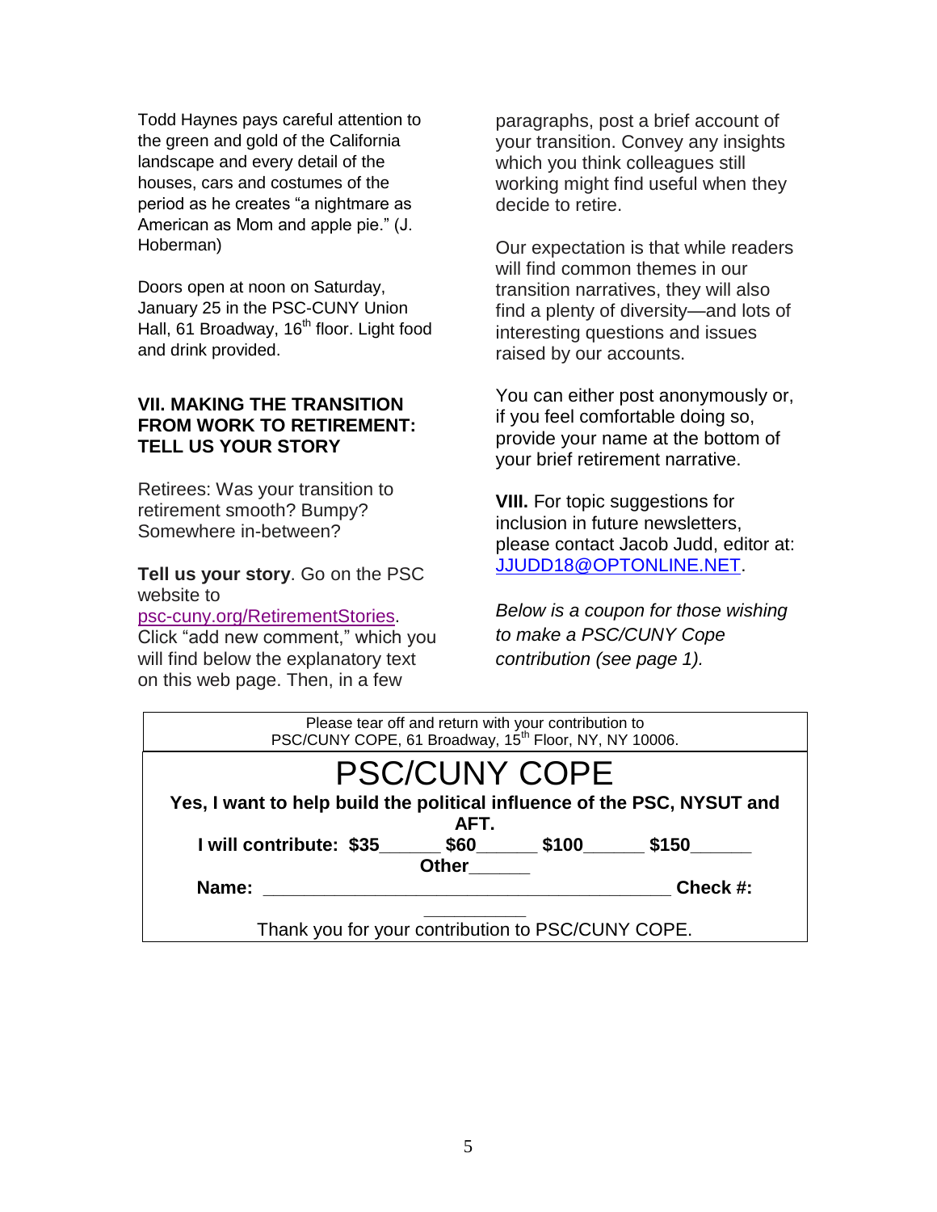Todd Haynes pays careful attention to the green and gold of the California landscape and every detail of the houses, cars and costumes of the period as he creates "a nightmare as American as Mom and apple pie." (J. Hoberman)

Doors open at noon on Saturday, January 25 in the PSC-CUNY Union Hall, 61 Broadway, 16th floor. Light food and drink provided.

### VII. MAKING THE TRANSITION FROM WORK TO RETIREMENT: TELL US YOUR STORY

Retirees: Was your transition to retirement smooth? Bumpy? Somewhere in-between?

**Tell us your story**. Go on the PSC website to psc-cuny.org/RetirementStories. Click "add new comment," which you will find below the explanatory text on this web page. Then, in a few paragraphs, post a brief account of your transition. Convey any insights which you think colleagues still working might find useful when they decide to retire.

Our expectation is that while readers will find common themes in our transition narratives, they will also find a plenty of diversity—and lots of interesting questions and issues raised by our accounts.

You can either post anonymously or, if you feel comfortable doing so, provide your name at the bottom of your brief retirement narrative.

**VIII.** For topic suggestions for inclusion in future newsletters, please contact Jacob Judd, editor at: JJUDD18@OPTONLINE.NET.

*Below is a coupon for those wishing to make a PSC/CUNY Cope contribution (see page 1).*

---

Please tear off and return with your contribution to PSC/CUNY COPE, 61 Broadway, 15th Floor, NY, NY 10006.

# PSC/CUNY COPE

**Yes, I want to help build the political influence of the PSC, NYSUT and AFT.**

**I will contribute: $35______ $60______ $100______ $150______ Other______**

**Name: ________________________________________ Check #: __________**

Thank you for your contribution to PSC/CUNY COPE.